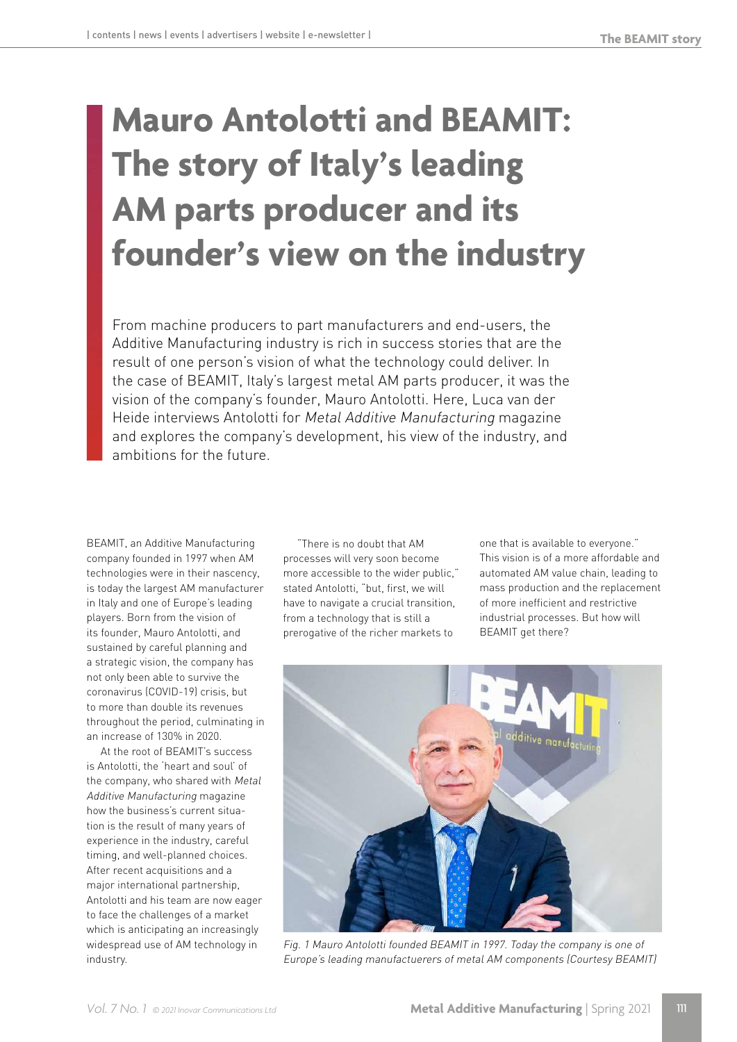# Mauro Antolotti and BEAMIT: The story of Italy's leading AM parts producer and its founder's view on the industry

From machine producers to part manufacturers and end-users, the Additive Manufacturing industry is rich in success stories that are the result of one person's vision of what the technology could deliver. In the case of BEAMIT, Italy's largest metal AM parts producer, it was the vision of the company's founder, Mauro Antolotti. Here, Luca van der Heide interviews Antolotti for *Metal Additive Manufacturing* magazine and explores the company's development, his view of the industry, and ambitions for the future.

BEAMIT, an Additive Manufacturing company founded in 1997 when AM technologies were in their nascency, is today the largest AM manufacturer in Italy and one of Europe's leading players. Born from the vision of its founder, Mauro Antolotti, and sustained by careful planning and a strategic vision, the company has not only been able to survive the coronavirus (COVID-19) crisis, but to more than double its revenues throughout the period, culminating in an increase of 130% in 2020.

At the root of BEAMIT's success is Antolotti, the 'heart and soul' of the company, who shared with *Metal Additive Manufacturing* magazine how the business's current situation is the result of many years of experience in the industry, careful timing, and well-planned choices. After recent acquisitions and a major international partnership, Antolotti and his team are now eager to face the challenges of a market which is anticipating an increasingly widespread use of AM technology in industry.

"There is no doubt that AM processes will very soon become more accessible to the wider public," stated Antolotti, "but, first, we will have to navigate a crucial transition, from a technology that is still a prerogative of the richer markets to one that is available to everyone." This vision is of a more affordable and automated AM value chain, leading to mass production and the replacement of more inefficient and restrictive industrial processes. But how will BEAMIT get there?

Fig. 1 Mauro Antolotti founded BEAMIT in 1997. Today the company is one of Europe's leading manufactuerers of metal AM components (Courtesy BEAMIT)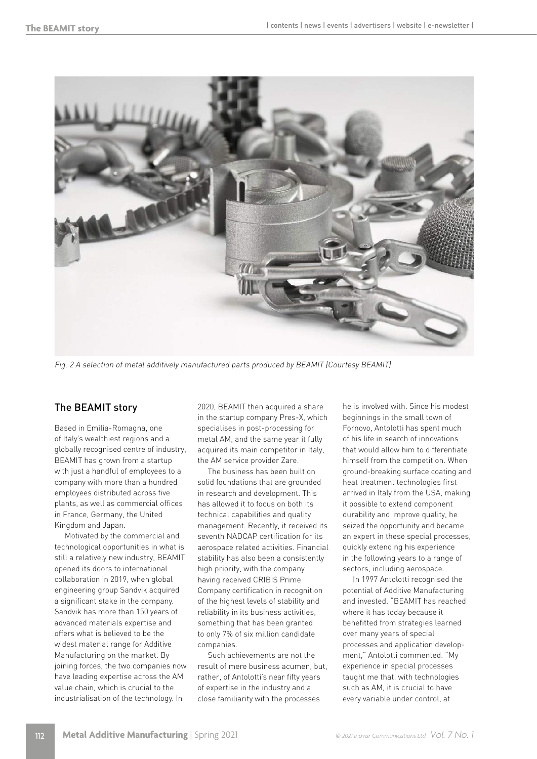Fig. 2 A selection of metal additively manufactured parts produced by BEAMIT (Courtesy BEAMIT)

## The BEAMIT story

Based in Emilia-Romagna, one of Italy's wealthiest regions and a globally recognised centre of industry, BEAMIT has grown from a startup with just a handful of employees to a company with more than a hundred employees distributed across five plants, as well as commercial offices in France, Germany, the United Kingdom and Japan.

Motivated by the commercial and technological opportunities in what is still a relatively new industry, BEAMIT opened its doors to international collaboration in 2019, when global engineering group Sandvik acquired a significant stake in the company. Sandvik has more than 150 years of advanced materials expertise and offers what is believed to be the widest material range for Additive Manufacturing on the market. By joining forces, the two companies now have leading expertise across the AM value chain, which is crucial to the industrialisation of the technology. In 2020, BEAMIT then acquired a share in the startup company Pres-X, which specialises in post-processing for metal AM, and the same year it fully acquired its main competitor in Italy, the AM service provider Zare.

The business has been built on solid foundations that are grounded in research and development. This has allowed it to focus on both its technical capabilities and quality management. Recently, it received its seventh NADCAP certification for its aerospace related activities. Financial stability has also been a consistently high priority, with the company having received CRIBIS Prime Company certification in recognition of the highest levels of stability and reliability in its business activities, something that has been granted to only 7% of six million candidate companies.

Such achievements are not the result of mere business acumen, but, rather, of Antolotti's near fifty years of expertise in the industry and a close familiarity with the processes he is involved with. Since his modest beginnings in the small town of Fornovo, Antolotti has spent much of his life in search of innovations that would allow him to differentiate himself from the competition. When ground-breaking surface coating and heat treatment technologies first arrived in Italy from the USA, making it possible to extend component durability and improve quality, he seized the opportunity and became an expert in these special processes, quickly extending his experience in the following years to a range of sectors, including aerospace.

In 1997 Antolotti recognised the potential of Additive Manufacturing and invested. "BEAMIT has reached where it has today because it benefitted from strategies learned over many years of special processes and application development," Antolotti commented. "My experience in special processes taught me that, with technologies such as AM, it is crucial to have every variable under control, at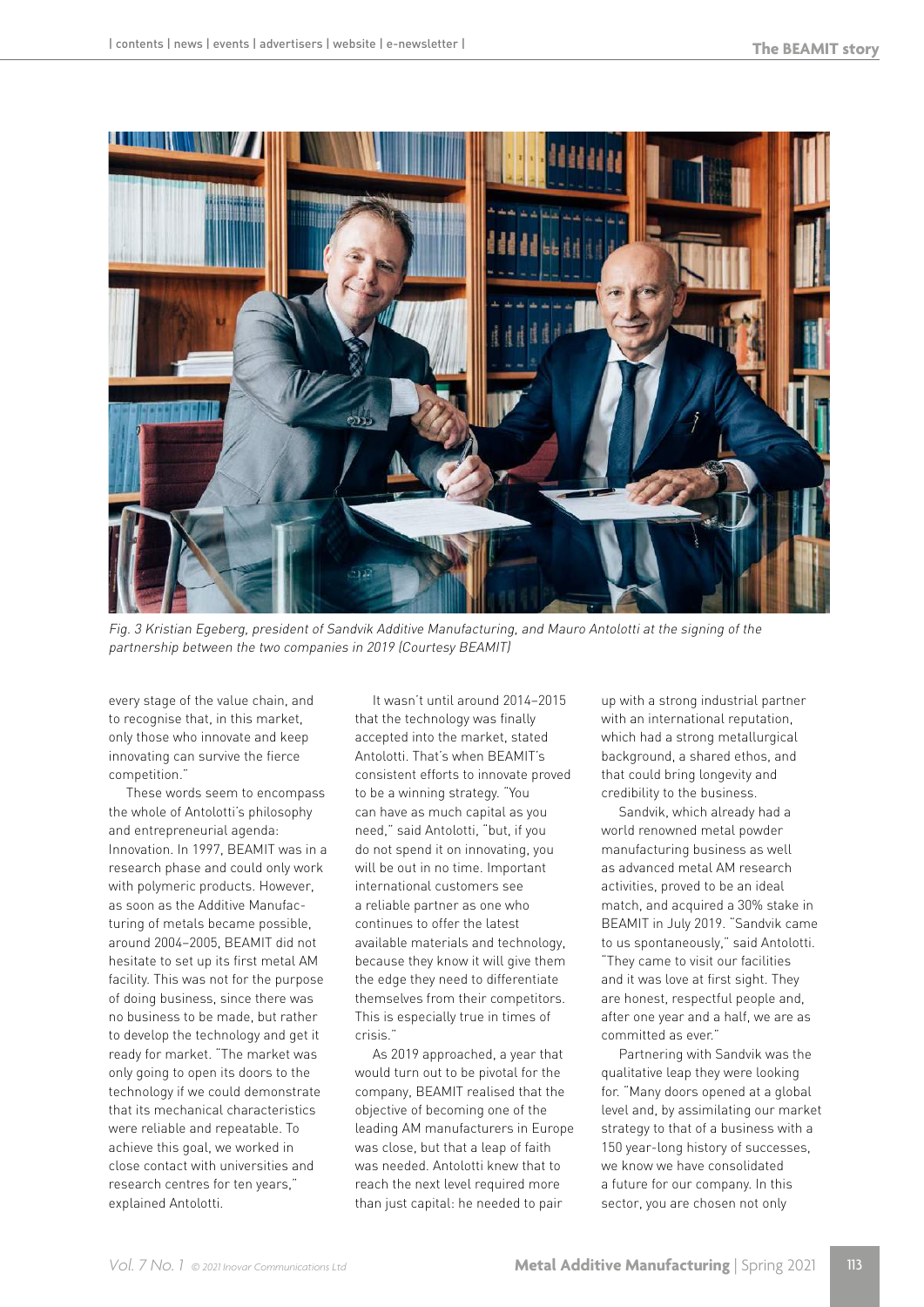Fig. 3 Kristian Egeberg, president of Sandvik Additive Manufacturing, and Mauro Antolotti at the signing of the partnership between the two companies in 2019 (Courtesy BEAMIT)

every stage of the value chain, and to recognise that, in this market, only those who innovate and keep innovating can survive the fierce competition."

These words seem to encompass the whole of Antolotti's philosophy and entrepreneurial agenda: Innovation. In 1997, BEAMIT was in a research phase and could only work with polymeric products. However, as soon as the Additive Manufacturing of metals became possible, around 2004–2005, BEAMIT did not hesitate to set up its first metal AM facility. This was not for the purpose of doing business, since there was no business to be made, but rather to develop the technology and get it ready for market. "The market was only going to open its doors to the technology if we could demonstrate that its mechanical characteristics were reliable and repeatable. To achieve this goal, we worked in close contact with universities and research centres for ten years," explained Antolotti.

It wasn't until around 2014–2015 that the technology was finally accepted into the market, stated Antolotti. That's when BEAMIT's consistent efforts to innovate proved to be a winning strategy. "You can have as much capital as you need," said Antolotti, "but, if you do not spend it on innovating, you will be out in no time. Important international customers see a reliable partner as one who continues to offer the latest available materials and technology, because they know it will give them the edge they need to differentiate themselves from their competitors. This is especially true in times of crisis."

As 2019 approached, a year that would turn out to be pivotal for the company, BEAMIT realised that the objective of becoming one of the leading AM manufacturers in Europe was close, but that a leap of faith was needed. Antolotti knew that to reach the next level required more than just capital: he needed to pair up with a strong industrial partner with an international reputation, which had a strong metallurgical background, a shared ethos, and that could bring longevity and credibility to the business.

Sandvik, which already had a world renowned metal powder manufacturing business as well as advanced metal AM research activities, proved to be an ideal match, and acquired a 30% stake in BEAMIT in July 2019. "Sandvik came to us spontaneously," said Antolotti. "They came to visit our facilities and it was love at first sight. They are honest, respectful people and, after one year and a half, we are as committed as ever."

Partnering with Sandvik was the qualitative leap they were looking for. "Many doors opened at a global level and, by assimilating our market strategy to that of a business with a 150 year-long history of successes, we know we have consolidated a future for our company. In this sector, you are chosen not only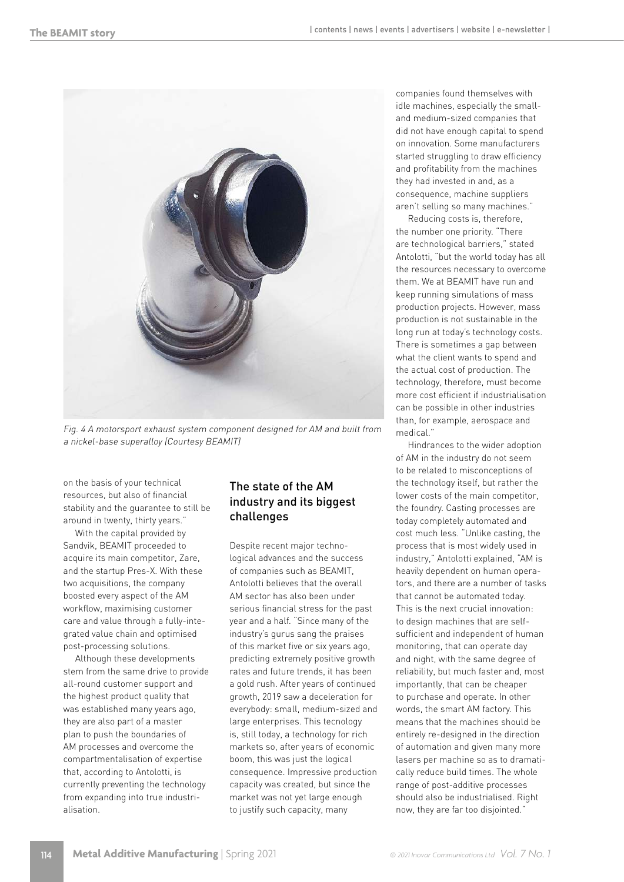Fig. 4 A motorsport exhaust system component designed for AM and built from a nickel-base superalloy (Courtesy BEAMIT)

on the basis of your technical resources, but also of financial stability and the guarantee to still be around in twenty, thirty years."

With the capital provided by Sandvik, BEAMIT proceeded to acquire its main competitor, Zare, and the startup Pres-X. With these two acquisitions, the company boosted every aspect of the AM workflow, maximising customer care and value through a fully-integrated value chain and optimised post-processing solutions.

Although these developments stem from the same drive to provide all-round customer support and the highest product quality that was established many years ago, they are also part of a master plan to push the boundaries of AM processes and overcome the compartmentalisation of expertise that, according to Antolotti, is currently preventing the technology from expanding into true industrialisation.

## The state of the AM industry and its biggest challenges

Despite recent major technological advances and the success of companies such as BEAMIT, Antolotti believes that the overall AM sector has also been under serious financial stress for the past year and a half. "Since many of the industry's gurus sang the praises of this market five or six years ago, predicting extremely positive growth rates and future trends, it has been a gold rush. After years of continued growth, 2019 saw a deceleration for everybody: small, medium-sized and large enterprises. This tecnology is, still today, a technology for rich markets so, after years of economic boom, this was just the logical consequence. Impressive production capacity was created, but since the market was not yet large enough to justify such capacity, many companies found themselves with idle machines, especially the small- and medium-sized companies that did not have enough capital to spend on innovation. Some manufacturers started struggling to draw efficiency and profitability from the machines they had invested in and, as a consequence, machine suppliers aren't selling so many machines."

Reducing costs is, therefore, the number one priority. "There are technological barriers," stated Antolotti, "but the world today has all the resources necessary to overcome them. We at BEAMIT have run and keep running simulations of mass production projects. However, mass production is not sustainable in the long run at today's technology costs. There is sometimes a gap between what the client wants to spend and the actual cost of production. The technology, therefore, must become more cost efficient if industrialisation can be possible in other industries than, for example, aerospace and medical."

Hindrances to the wider adoption of AM in the industry do not seem to be related to misconceptions of the technology itself, but rather the lower costs of the main competitor, the foundry. Casting processes are today completely automated and cost much less. "Unlike casting, the process that is most widely used in industry," Antolotti explained, "AM is heavily dependent on human operators, and there are a number of tasks that cannot be automated today. This is the next crucial innovation: to design machines that are self-sufficient and independent of human monitoring, that can operate day and night, with the same degree of reliability, but much faster and, most importantly, that can be cheaper to purchase and operate. In other words, the smart AM factory. This means that the machines should be entirely re-designed in the direction of automation and given many more lasers per machine so as to dramatically reduce build times. The whole range of post-additive processes should also be industrialised. Right now, they are far too disjointed."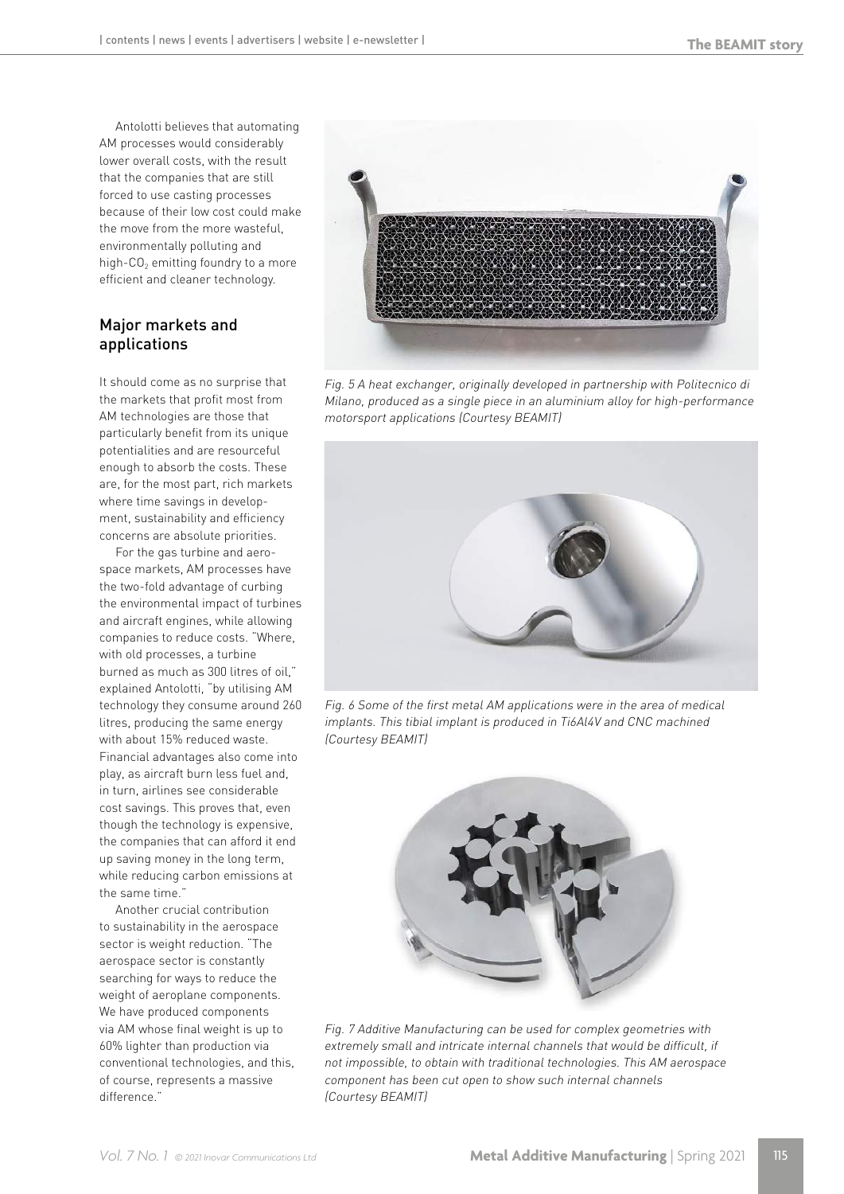Antolotti believes that automating AM processes would considerably lower overall costs, with the result that the companies that are still forced to use casting processes because of their low cost could make the move from the more wasteful, environmentally polluting and high-$CO_2$ emitting foundry to a more efficient and cleaner technology.

## Major markets and applications

It should come as no surprise that the markets that profit most from AM technologies are those that particularly benefit from its unique potentialities and are resourceful enough to absorb the costs. These are, for the most part, rich markets where time savings in development, sustainability and efficiency concerns are absolute priorities.

For the gas turbine and aerospace markets, AM processes have the two-fold advantage of curbing the environmental impact of turbines and aircraft engines, while allowing companies to reduce costs. "Where, with old processes, a turbine burned as much as 300 litres of oil," explained Antolotti, "by utilising AM technology they consume around 260 litres, producing the same energy with about 15% reduced waste. Financial advantages also come into play, as aircraft burn less fuel and, in turn, airlines see considerable cost savings. This proves that, even though the technology is expensive, the companies that can afford it end up saving money in the long term, while reducing carbon emissions at the same time."

Another crucial contribution to sustainability in the aerospace sector is weight reduction. "The aerospace sector is constantly searching for ways to reduce the weight of aeroplane components. We have produced components via AM whose final weight is up to 60% lighter than production via conventional technologies, and this, of course, represents a massive difference."

*Fig. 5 A heat exchanger, originally developed in partnership with Politecnico di Milano, produced as a single piece in an aluminium alloy for high-performance motorsport applications (Courtesy BEAMIT)*

*Fig. 6 Some of the first metal AM applications were in the area of medical implants. This tibial implant is produced in Ti6Al4V and CNC machined (Courtesy BEAMIT)*

*Fig. 7 Additive Manufacturing can be used for complex geometries with extremely small and intricate internal channels that would be difficult, if not impossible, to obtain with traditional technologies. This AM aerospace component has been cut open to show such internal channels (Courtesy BEAMIT)*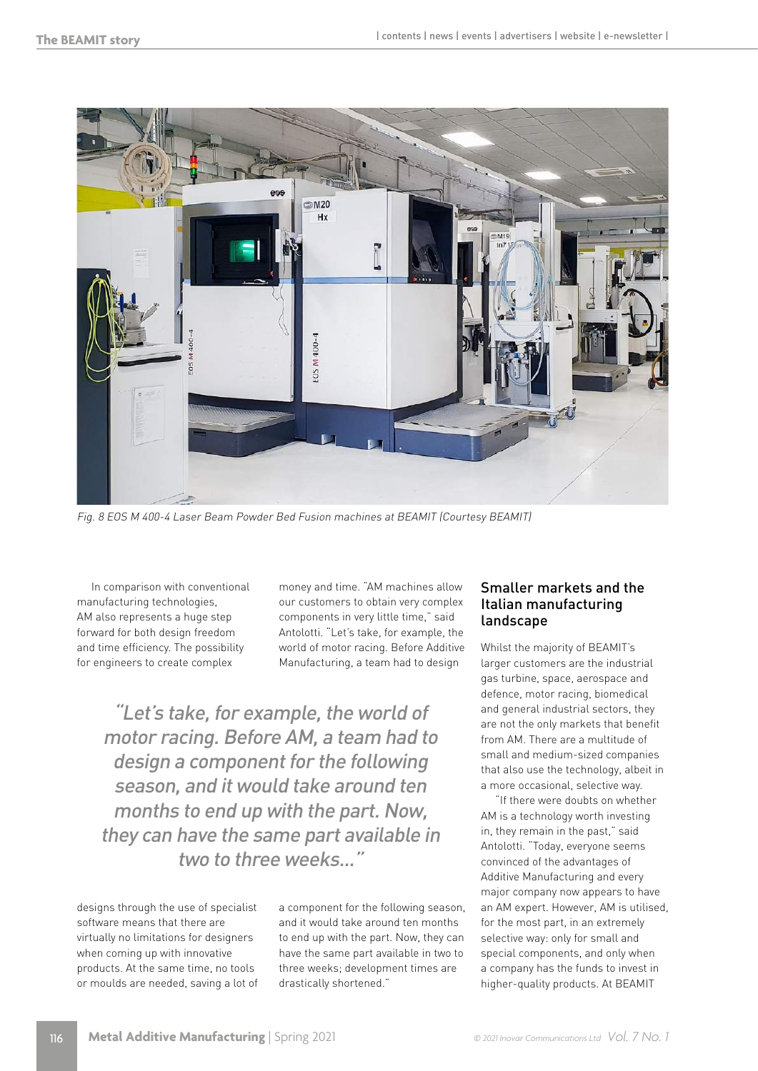Fig. 8 EOS M 400-4 Laser Beam Powder Bed Fusion machines at BEAMIT (Courtesy BEAMIT)

In comparison with conventional manufacturing technologies, AM also represents a huge step forward for both design freedom and time efficiency. The possibility for engineers to create complex designs through the use of specialist software means that there are virtually no limitations for designers when coming up with innovative products. At the same time, no tools or moulds are needed, saving a lot of money and time. "AM machines allow our customers to obtain very complex components in very little time," said Antolotti. "Let's take, for example, the world of motor racing. Before Additive Manufacturing, a team had to design a component for the following season, and it would take around ten months to end up with the part. Now, they can have the same part available in two to three weeks; development times are drastically shortened."

> *"Let's take, for example, the world of motor racing. Before AM, a team had to design a component for the following season, and it would take around ten months to end up with the part. Now, they can have the same part available in two to three weeks..."*

## Smaller markets and the Italian manufacturing landscape

Whilst the majority of BEAMIT's larger customers are the industrial gas turbine, space, aerospace and defence, motor racing, biomedical and general industrial sectors, they are not the only markets that benefit from AM. There are a multitude of small and medium-sized companies that also use the technology, albeit in a more occasional, selective way.

"If there were doubts on whether AM is a technology worth investing in, they remain in the past," said Antolotti. "Today, everyone seems convinced of the advantages of Additive Manufacturing and every major company now appears to have an AM expert. However, AM is utilised, for the most part, in an extremely selective way: only for small and special components, and only when a company has the funds to invest in higher-quality products. At BEAMIT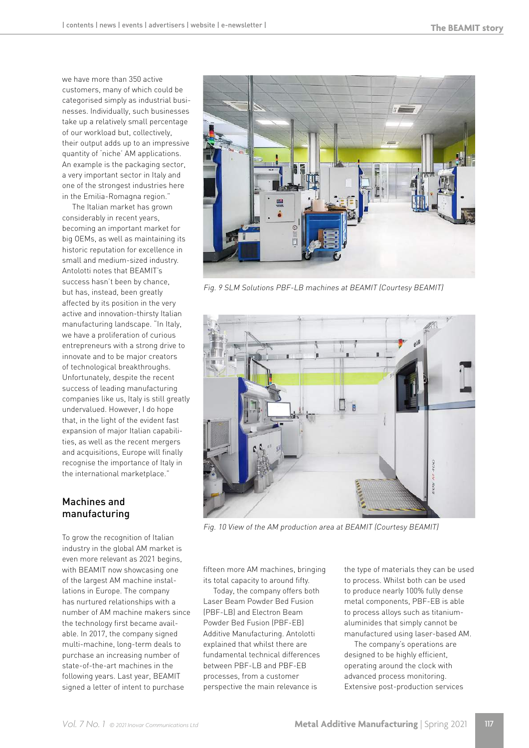we have more than 350 active customers, many of which could be categorised simply as industrial businesses. Individually, such businesses take up a relatively small percentage of our workload but, collectively, their output adds up to an impressive quantity of 'niche' AM applications. An example is the packaging sector, a very important sector in Italy and one of the strongest industries here in the Emilia-Romagna region."

The Italian market has grown considerably in recent years, becoming an important market for big OEMs, as well as maintaining its historic reputation for excellence in small and medium-sized industry. Antolotti notes that BEAMIT's success hasn't been by chance, but has, instead, been greatly affected by its position in the very active and innovation-thirsty Italian manufacturing landscape. "In Italy, we have a proliferation of curious entrepreneurs with a strong drive to innovate and to be major creators of technological breakthroughs. Unfortunately, despite the recent success of leading manufacturing companies like us, Italy is still greatly undervalued. However, I do hope that, in the light of the evident fast expansion of major Italian capabilities, as well as the recent mergers and acquisitions, Europe will finally recognise the importance of Italy in the international marketplace."

## Machines and manufacturing

To grow the recognition of Italian industry in the global AM market is even more relevant as 2021 begins, with BEAMIT now showcasing one of the largest AM machine installations in Europe. The company has nurtured relationships with a number of AM machine makers since the technology first became available. In 2017, the company signed multi-machine, long-term deals to purchase an increasing number of state-of-the-art machines in the following years. Last year, BEAMIT signed a letter of intent to purchase fifteen more AM machines, bringing its total capacity to around fifty.

Today, the company offers both Laser Beam Powder Bed Fusion (PBF-LB) and Electron Beam Powder Bed Fusion (PBF-EB) Additive Manufacturing. Antolotti explained that whilst there are fundamental technical differences between PBF-LB and PBF-EB processes, from a customer perspective the main relevance is the type of materials they can be used to process. Whilst both can be used to produce nearly 100% fully dense metal components, PBF-EB is able to process alloys such as titanium-aluminides that simply cannot be manufactured using laser-based AM.

The company's operations are designed to be highly efficient, operating around the clock with advanced process monitoring. Extensive post-production services

*Fig. 9 SLM Solutions PBF-LB machines at BEAMIT (Courtesy BEAMIT)*

*Fig. 10 View of the AM production area at BEAMIT (Courtesy BEAMIT)*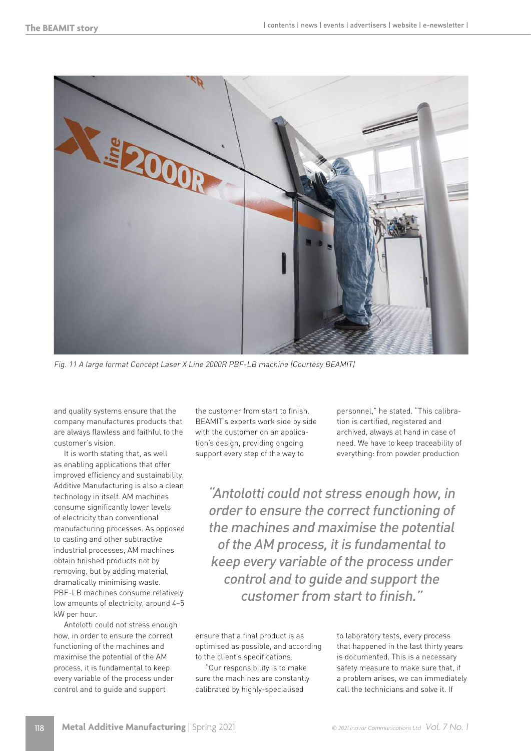Fig. 11 A large format Concept Laser X Line 2000R PBF-LB machine (Courtesy BEAMIT)

and quality systems ensure that the company manufactures products that are always flawless and faithful to the customer's vision.

It is worth stating that, as well as enabling applications that offer improved efficiency and sustainability, Additive Manufacturing is also a clean technology in itself. AM machines consume significantly lower levels of electricity than conventional manufacturing processes. As opposed to casting and other subtractive industrial processes, AM machines obtain finished products not by removing, but by adding material, dramatically minimising waste. PBF-LB machines consume relatively low amounts of electricity, around 4–5 kW per hour.

Antolotti could not stress enough how, in order to ensure the correct functioning of the machines and maximise the potential of the AM process, it is fundamental to keep every variable of the process under control and to guide and support the customer from start to finish. BEAMIT's experts work side by side with the customer on an application's design, providing ongoing support every step of the way to ensure that a final product is as optimised as possible, and according to the client's specifications.

"Our responsibility is to make sure the machines are constantly calibrated by highly-specialised personnel," he stated. "This calibration is certified, registered and archived, always at hand in case of need. We have to keep traceability of everything: from powder production to laboratory tests, every process that happened in the last thirty years is documented. This is a necessary safety measure to make sure that, if a problem arises, we can immediately call the technicians and solve it. If

*"Antolotti could not stress enough how, in order to ensure the correct functioning of the machines and maximise the potential of the AM process, it is fundamental to keep every variable of the process under control and to guide and support the customer from start to finish."*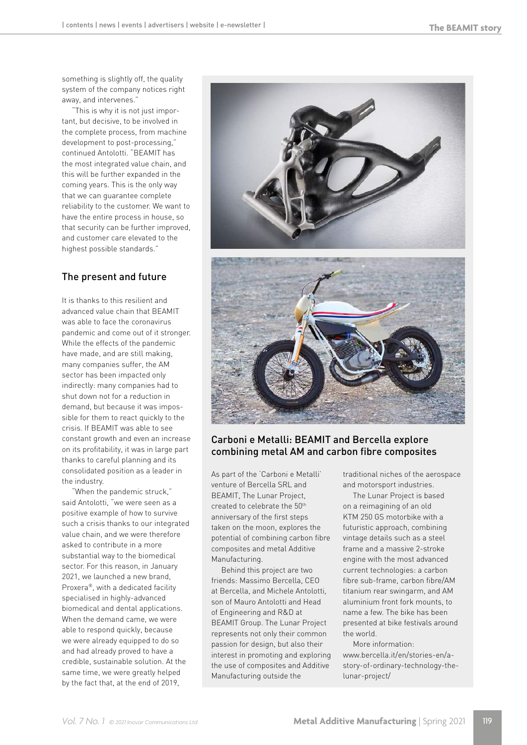something is slightly off, the quality system of the company notices right away, and intervenes."

"This is why it is not just important, but decisive, to be involved in the complete process, from machine development to post-processing," continued Antolotti. "BEAMIT has the most integrated value chain, and this will be further expanded in the coming years. This is the only way that we can guarantee complete reliability to the customer. We want to have the entire process in house, so that security can be further improved, and customer care elevated to the highest possible standards."

## The present and future

It is thanks to this resilient and advanced value chain that BEAMIT was able to face the coronavirus pandemic and come out of it stronger. While the effects of the pandemic have made, and are still making, many companies suffer, the AM sector has been impacted only indirectly: many companies had to shut down not for a reduction in demand, but because it was impossible for them to react quickly to the crisis. If BEAMIT was able to see constant growth and even an increase on its profitability, it was in large part thanks to careful planning and its consolidated position as a leader in the industry.

"When the pandemic struck," said Antolotti, "we were seen as a positive example of how to survive such a crisis thanks to our integrated value chain, and we were therefore asked to contribute in a more substantial way to the biomedical sector. For this reason, in January 2021, we launched a new brand, Proxera®, with a dedicated facility specialised in highly-advanced biomedical and dental applications. When the demand came, we were able to respond quickly, because we were already equipped to do so and had already proved to have a credible, sustainable solution. At the same time, we were greatly helped by the fact that, at the end of 2019,

## Carboni e Metalli: BEAMIT and Bercella explore combining metal AM and carbon fibre composites

As part of the 'Carboni e Metalli' venture of Bercella SRL and BEAMIT, The Lunar Project, created to celebrate the 50th anniversary of the first steps taken on the moon, explores the potential of combining carbon fibre composites and metal Additive Manufacturing.

Behind this project are two friends: Massimo Bercella, CEO at Bercella, and Michele Antolotti, son of Mauro Antolotti and Head of Engineering and R&D at BEAMIT Group. The Lunar Project represents not only their common passion for design, but also their interest in promoting and exploring the use of composites and Additive Manufacturing outside the traditional niches of the aerospace and motorsport industries.

The Lunar Project is based on a reimagining of an old KTM 250 GS motorbike with a futuristic approach, combining vintage details such as a steel frame and a massive 2-stroke engine with the most advanced current technologies: a carbon fibre sub-frame, carbon fibre/AM titanium rear swingarm, and AM aluminium front fork mounts, to name a few. The bike has been presented at bike festivals around the world.

More information: www.bercella.it/en/stories-en/a-story-of-ordinary-technology-the-lunar-project/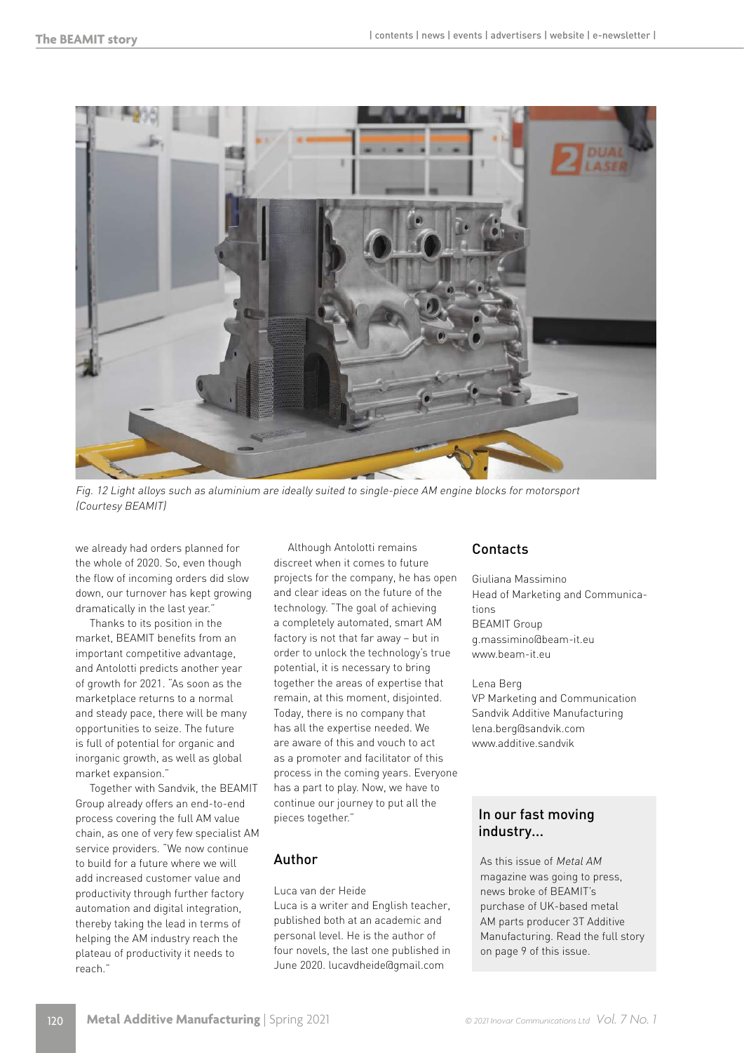Fig. 12 Light alloys such as aluminium are ideally suited to single-piece AM engine blocks for motorsport (Courtesy BEAMIT)

we already had orders planned for the whole of 2020. So, even though the flow of incoming orders did slow down, our turnover has kept growing dramatically in the last year."

Thanks to its position in the market, BEAMIT benefits from an important competitive advantage, and Antolotti predicts another year of growth for 2021. "As soon as the marketplace returns to a normal and steady pace, there will be many opportunities to seize. The future is full of potential for organic and inorganic growth, as well as global market expansion."

Together with Sandvik, the BEAMIT Group already offers an end-to-end process covering the full AM value chain, as one of very few specialist AM service providers. "We now continue to build for a future where we will add increased customer value and productivity through further factory automation and digital integration, thereby taking the lead in terms of helping the AM industry reach the plateau of productivity it needs to reach."

Although Antolotti remains discreet when it comes to future projects for the company, he has open and clear ideas on the future of the technology. "The goal of achieving a completely automated, smart AM factory is not that far away – but in order to unlock the technology's true potential, it is necessary to bring together the areas of expertise that remain, at this moment, disjointed. Today, there is no company that has all the expertise needed. We are aware of this and vouch to act as a promoter and facilitator of this process in the coming years. Everyone has a part to play. Now, we have to continue our journey to put all the pieces together."

## Author

Luca van der Heide
Luca is a writer and English teacher, published both at an academic and personal level. He is the author of four novels, the last one published in June 2020. lucavdheide@gmail.com

## Contacts

Giuliana Massimino
Head of Marketing and Communications
BEAMIT Group
g.massimino@beam-it.eu
www.beam-it.eu

Lena Berg
VP Marketing and Communication
Sandvik Additive Manufacturing
lena.berg@sandvik.com
www.additive.sandvik

## In our fast moving industry...

As this issue of *Metal AM* magazine was going to press, news broke of BEAMIT's purchase of UK-based metal AM parts producer 3T Additive Manufacturing. Read the full story on page 9 of this issue.